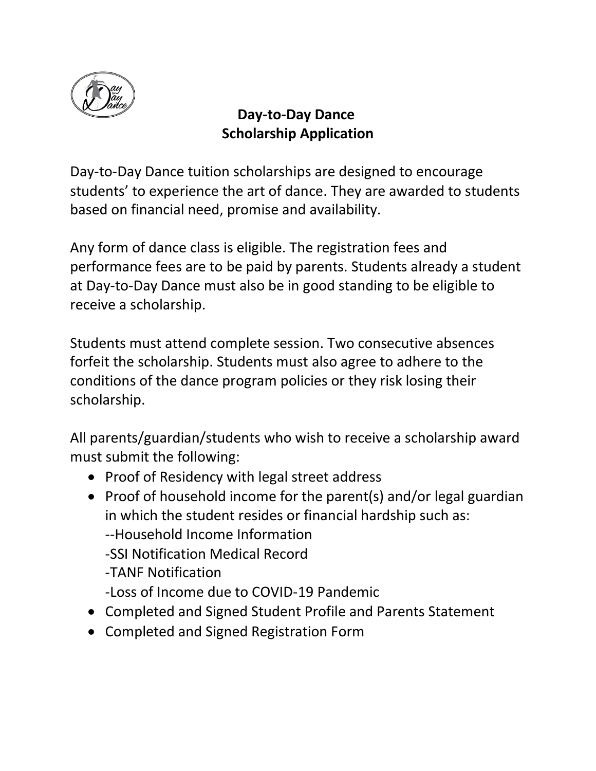# Day-to-Day Dance
## Scholarship Application

Day-to-Day Dance tuition scholarships are designed to encourage students' to experience the art of dance. They are awarded to students based on financial need, promise and availability.

Any form of dance class is eligible. The registration fees and performance fees are to be paid by parents. Students already a student at Day-to-Day Dance must also be in good standing to be eligible to receive a scholarship.

Students must attend complete session. Two consecutive absences forfeit the scholarship. Students must also agree to adhere to the conditions of the dance program policies or they risk losing their scholarship.

All parents/guardian/students who wish to receive a scholarship award must submit the following:

- Proof of Residency with legal street address
- Proof of household income for the parent(s) and/or legal guardian in which the student resides or financial hardship such as:
  --Household Income Information
  -SSI Notification Medical Record
  -TANF Notification
  -Loss of Income due to COVID-19 Pandemic
- Completed and Signed Student Profile and Parents Statement
- Completed and Signed Registration Form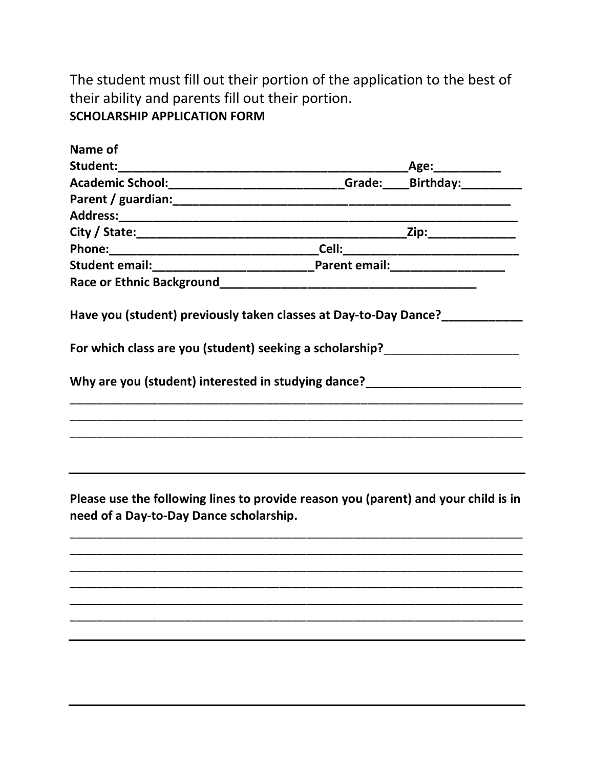The student must fill out their portion of the application to the best of their ability and parents fill out their portion.

**SCHOLARSHIP APPLICATION FORM**

**Name of Student:**_____________________________________________**Age:**__________

**Academic School:**__________________________**Grade:**____**Birthday:**_________

**Parent / guardian:**_____________________________________________________

**Address:**___________________________________________________________

**City / State:**________________________________________**Zip:**_____________

**Phone:**________________________________**Cell:**___________________________

**Student email:**________________________**Parent email:**_________________

**Race or Ethnic Background**_______________________________________

**Have you (student) previously taken classes at Day-to-Day Dance?**____________

**For which class are you (student) seeking a scholarship?**____________________

**Why are you (student) interested in studying dance?**_______________________

_______________________________________________________________________

_______________________________________________________________________

_______________________________________________________________________

---

**Please use the following lines to provide reason you (parent) and your child is in need of a Day-to-Day Dance scholarship.**

_______________________________________________________________________

_______________________________________________________________________

_______________________________________________________________________

_______________________________________________________________________

_______________________________________________________________________

_______________________________________________________________________

---

---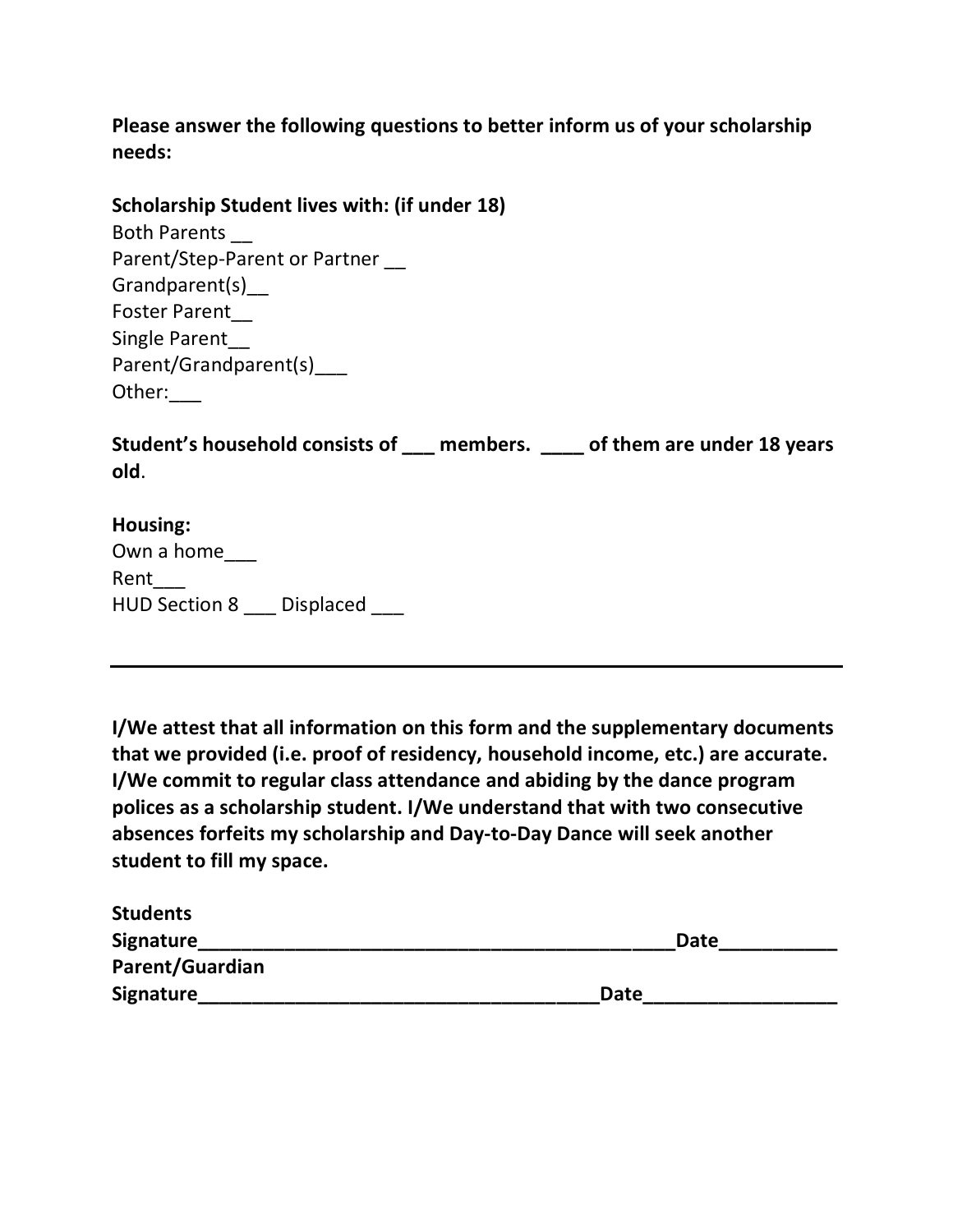**Please answer the following questions to better inform us of your scholarship needs:**

**Scholarship Student lives with: (if under 18)**
Both Parents __
Parent/Step-Parent or Partner __
Grandparent(s)__
Foster Parent__
Single Parent__
Parent/Grandparent(s)___
Other:___

**Student's household consists of ___ members. ____ of them are under 18 years old**.

**Housing:**
Own a home___
Rent___
HUD Section 8 ___ Displaced ___

---

**I/We attest that all information on this form and the supplementary documents that we provided (i.e. proof of residency, household income, etc.) are accurate. I/We commit to regular class attendance and abiding by the dance program polices as a scholarship student. I/We understand that with two consecutive absences forfeits my scholarship and Day-to-Day Dance will seek another student to fill my space.**

**Students Signature**_____________________________________________**Date**___________
**Parent/Guardian Signature**______________________________________**Date**__________________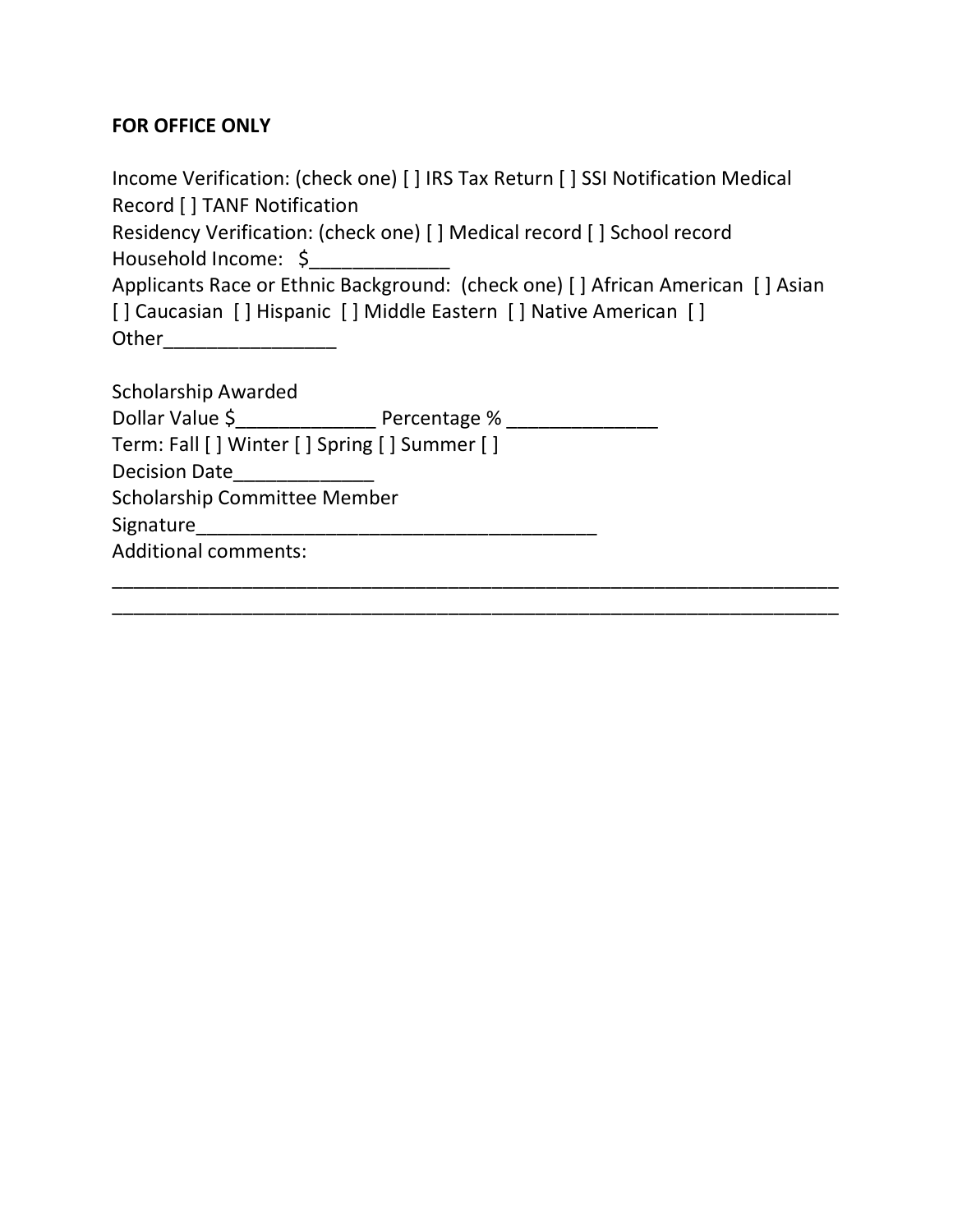**FOR OFFICE ONLY**

Income Verification: (check one) [ ] IRS Tax Return [ ] SSI Notification Medical Record [ ] TANF Notification
Residency Verification: (check one) [ ] Medical record [ ] School record
Household Income:   $_____________
Applicants Race or Ethnic Background:  (check one) [ ] African American  [ ] Asian [ ] Caucasian  [ ] Hispanic  [ ] Middle Eastern  [ ] Native American  [ ] Other________________

Scholarship Awarded
Dollar Value $_____________ Percentage % ______________
Term: Fall [ ] Winter [ ] Spring [ ] Summer [ ]
Decision Date_____________
Scholarship Committee Member
Signature_______________________________________
Additional comments:
_________________________________________________________________________
_________________________________________________________________________